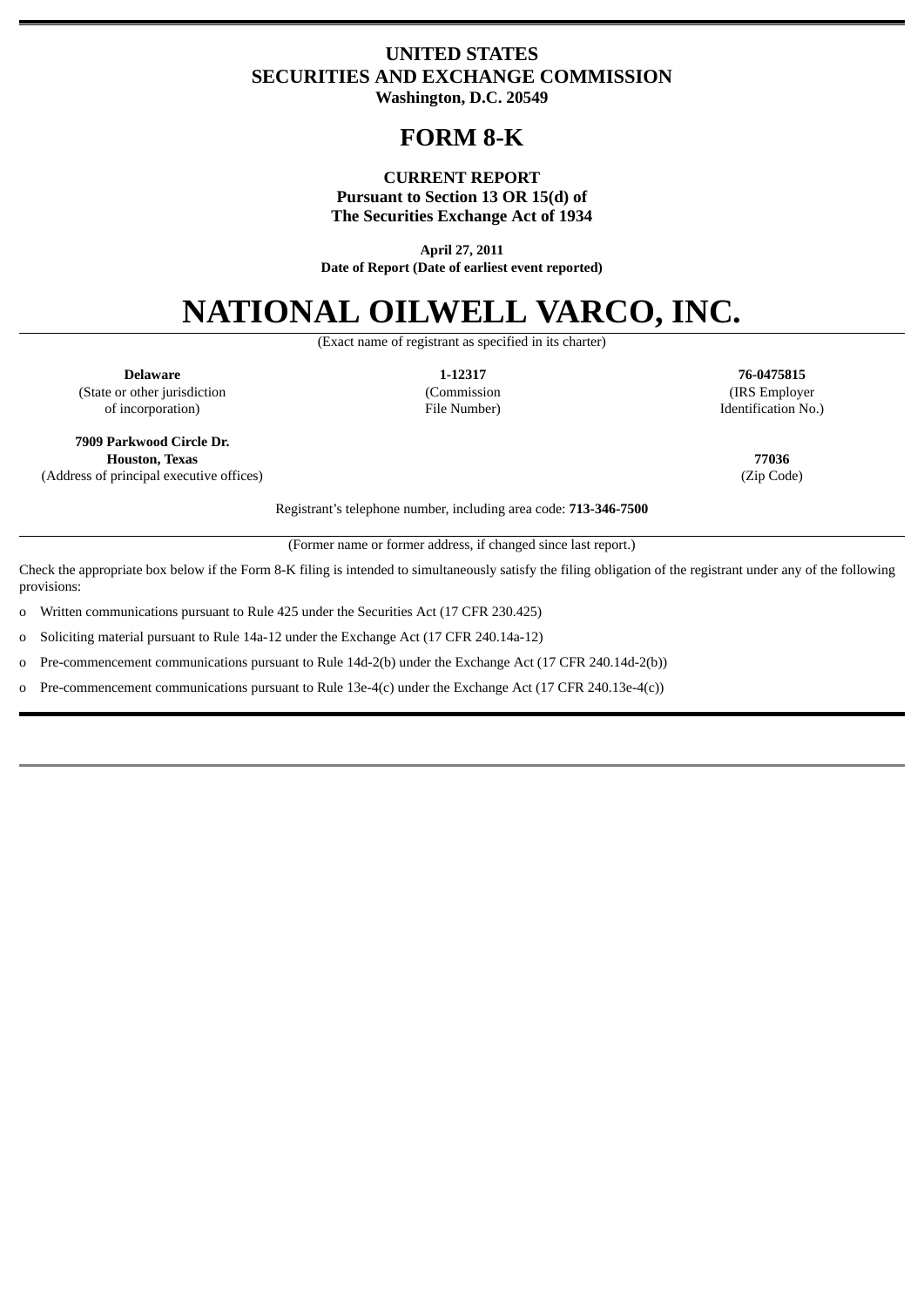**UNITED STATES**
**SECURITIES AND EXCHANGE COMMISSION**
**Washington, D.C. 20549**

# FORM 8-K

**CURRENT REPORT**
**Pursuant to Section 13 OR 15(d) of**
**The Securities Exchange Act of 1934**

**April 27, 2011**
**Date of Report (Date of earliest event reported)**

# NATIONAL OILWELL VARCO, INC.

(Exact name of registrant as specified in its charter)

| **Delaware** | **1-12317** | **76-0475815** |
|---|---|---|
| (State or other jurisdiction of incorporation) | (Commission File Number) | (IRS Employer Identification No.) |

| **7909 Parkwood Circle Dr. Houston, Texas** | **77036** |
|---|---|
| (Address of principal executive offices) | (Zip Code) |

Registrant's telephone number, including area code: **713-346-7500**

(Former name or former address, if changed since last report.)

Check the appropriate box below if the Form 8-K filing is intended to simultaneously satisfy the filing obligation of the registrant under any of the following provisions:

o Written communications pursuant to Rule 425 under the Securities Act (17 CFR 230.425)

o Soliciting material pursuant to Rule 14a-12 under the Exchange Act (17 CFR 240.14a-12)

o Pre-commencement communications pursuant to Rule 14d-2(b) under the Exchange Act (17 CFR 240.14d-2(b))

o Pre-commencement communications pursuant to Rule 13e-4(c) under the Exchange Act (17 CFR 240.13e-4(c))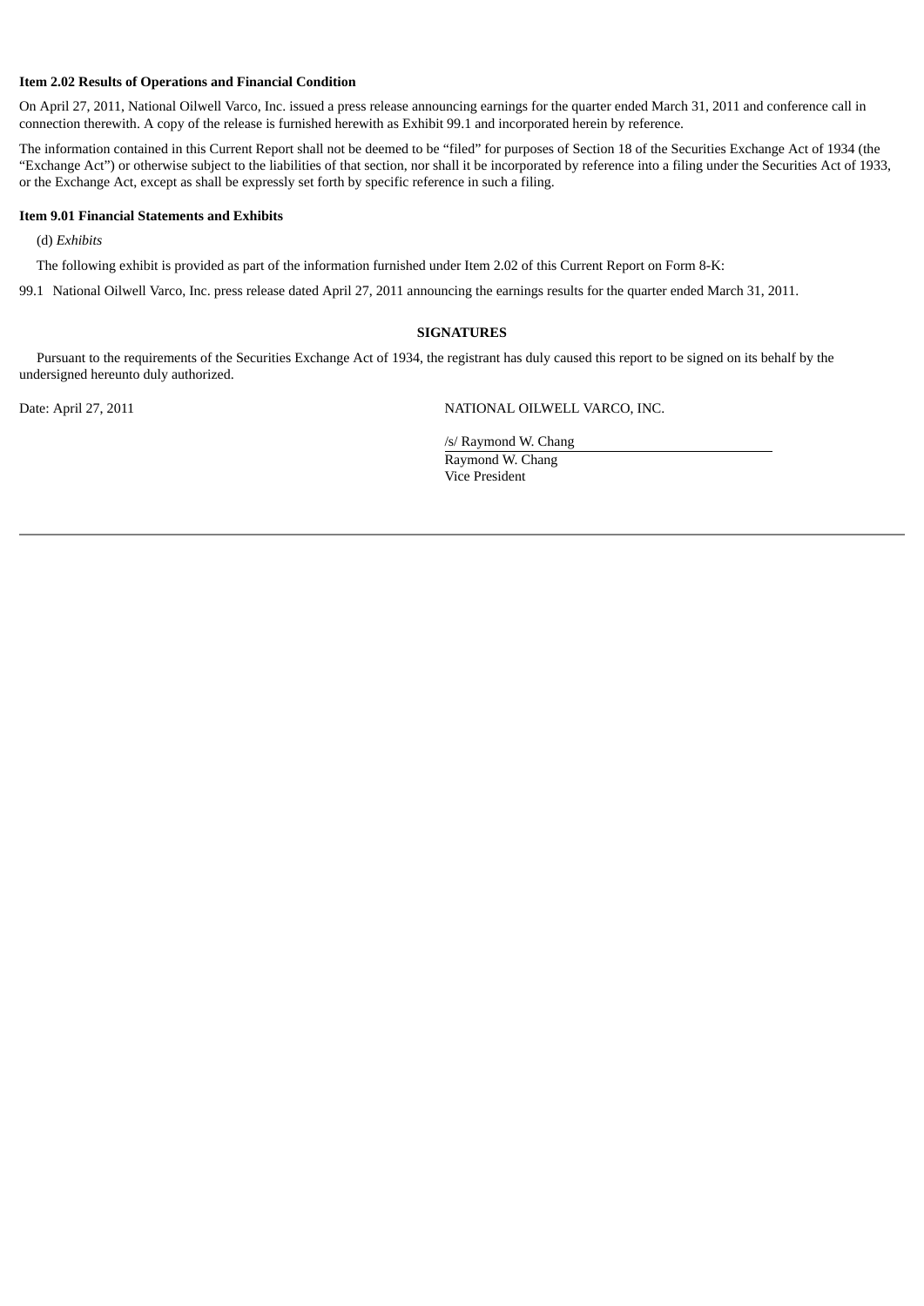**Item 2.02 Results of Operations and Financial Condition**

On April 27, 2011, National Oilwell Varco, Inc. issued a press release announcing earnings for the quarter ended March 31, 2011 and conference call in connection therewith. A copy of the release is furnished herewith as Exhibit 99.1 and incorporated herein by reference.

The information contained in this Current Report shall not be deemed to be "filed" for purposes of Section 18 of the Securities Exchange Act of 1934 (the "Exchange Act") or otherwise subject to the liabilities of that section, nor shall it be incorporated by reference into a filing under the Securities Act of 1933, or the Exchange Act, except as shall be expressly set forth by specific reference in such a filing.

**Item 9.01 Financial Statements and Exhibits**

(d) *Exhibits*

The following exhibit is provided as part of the information furnished under Item 2.02 of this Current Report on Form 8-K:

99.1 National Oilwell Varco, Inc. press release dated April 27, 2011 announcing the earnings results for the quarter ended March 31, 2011.

**SIGNATURES**

Pursuant to the requirements of the Securities Exchange Act of 1934, the registrant has duly caused this report to be signed on its behalf by the undersigned hereunto duly authorized.

Date: April 27, 2011

NATIONAL OILWELL VARCO, INC.

/s/ Raymond W. Chang

Raymond W. Chang
Vice President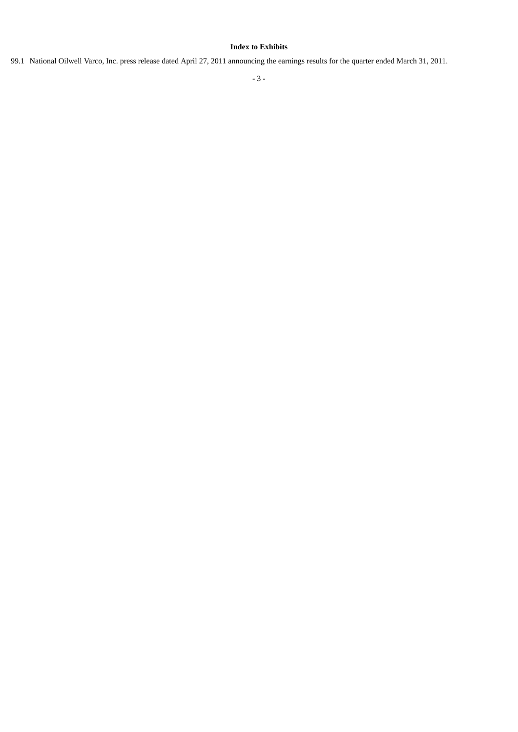**Index to Exhibits**

99.1 National Oilwell Varco, Inc. press release dated April 27, 2011 announcing the earnings results for the quarter ended March 31, 2011.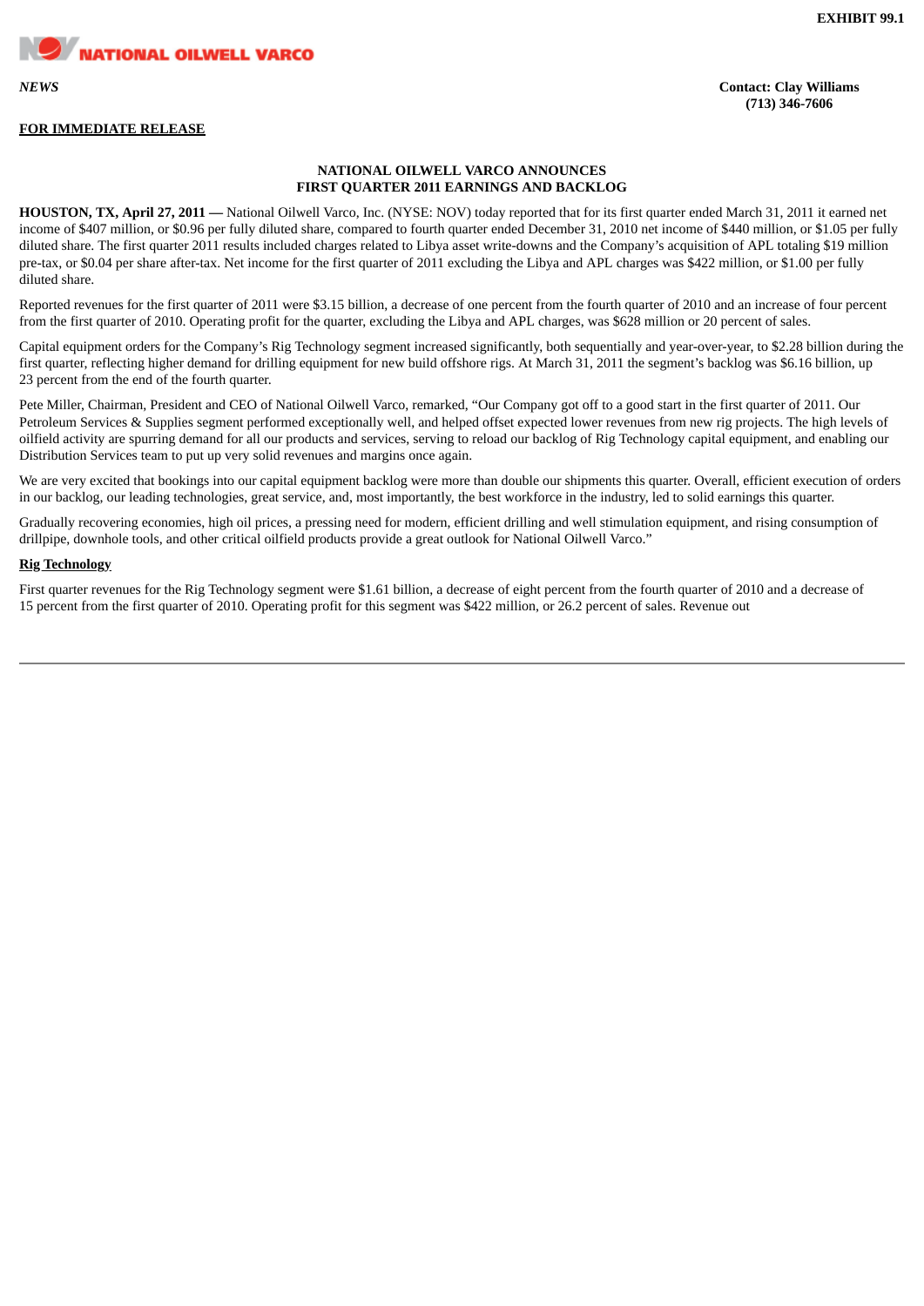EXHIBIT 99.1

**NATIONAL OILWELL VARCO**

*NEWS*

**Contact: Clay Williams**
**(713) 346-7606**

**FOR IMMEDIATE RELEASE**

## NATIONAL OILWELL VARCO ANNOUNCES FIRST QUARTER 2011 EARNINGS AND BACKLOG

**HOUSTON, TX, April 27, 2011 —** National Oilwell Varco, Inc. (NYSE: NOV) today reported that for its first quarter ended March 31, 2011 it earned net income of $407 million, or $0.96 per fully diluted share, compared to fourth quarter ended December 31, 2010 net income of $440 million, or $1.05 per fully diluted share. The first quarter 2011 results included charges related to Libya asset write-downs and the Company's acquisition of APL totaling $19 million pre-tax, or $0.04 per share after-tax. Net income for the first quarter of 2011 excluding the Libya and APL charges was $422 million, or $1.00 per fully diluted share.

Reported revenues for the first quarter of 2011 were $3.15 billion, a decrease of one percent from the fourth quarter of 2010 and an increase of four percent from the first quarter of 2010. Operating profit for the quarter, excluding the Libya and APL charges, was $628 million or 20 percent of sales.

Capital equipment orders for the Company's Rig Technology segment increased significantly, both sequentially and year-over-year, to $2.28 billion during the first quarter, reflecting higher demand for drilling equipment for new build offshore rigs. At March 31, 2011 the segment's backlog was $6.16 billion, up 23 percent from the end of the fourth quarter.

Pete Miller, Chairman, President and CEO of National Oilwell Varco, remarked, "Our Company got off to a good start in the first quarter of 2011. Our Petroleum Services & Supplies segment performed exceptionally well, and helped offset expected lower revenues from new rig projects. The high levels of oilfield activity are spurring demand for all our products and services, serving to reload our backlog of Rig Technology capital equipment, and enabling our Distribution Services team to put up very solid revenues and margins once again.

We are very excited that bookings into our capital equipment backlog were more than double our shipments this quarter. Overall, efficient execution of orders in our backlog, our leading technologies, great service, and, most importantly, the best workforce in the industry, led to solid earnings this quarter.

Gradually recovering economies, high oil prices, a pressing need for modern, efficient drilling and well stimulation equipment, and rising consumption of drillpipe, downhole tools, and other critical oilfield products provide a great outlook for National Oilwell Varco."

### Rig Technology

First quarter revenues for the Rig Technology segment were $1.61 billion, a decrease of eight percent from the fourth quarter of 2010 and a decrease of 15 percent from the first quarter of 2010. Operating profit for this segment was $422 million, or 26.2 percent of sales. Revenue out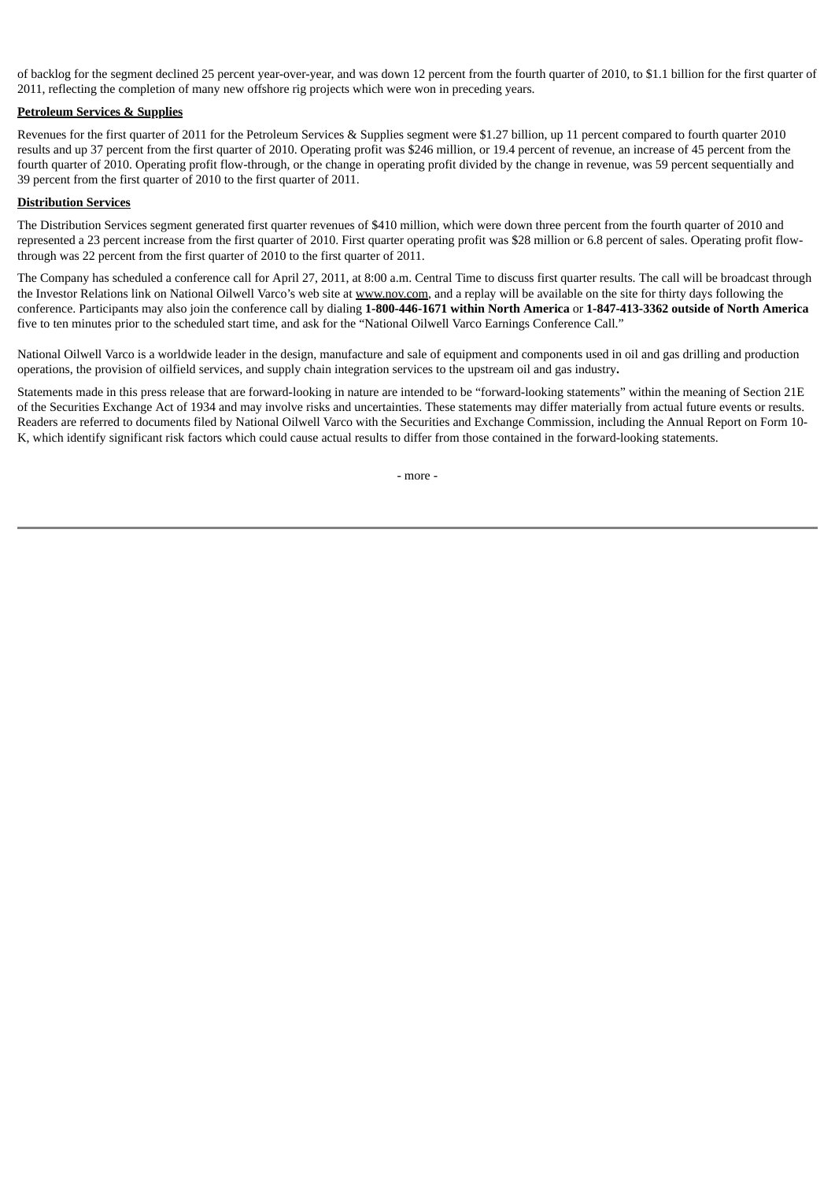of backlog for the segment declined 25 percent year-over-year, and was down 12 percent from the fourth quarter of 2010, to $1.1 billion for the first quarter of 2011, reflecting the completion of many new offshore rig projects which were won in preceding years.

**Petroleum Services & Supplies**

Revenues for the first quarter of 2011 for the Petroleum Services & Supplies segment were $1.27 billion, up 11 percent compared to fourth quarter 2010 results and up 37 percent from the first quarter of 2010. Operating profit was $246 million, or 19.4 percent of revenue, an increase of 45 percent from the fourth quarter of 2010. Operating profit flow-through, or the change in operating profit divided by the change in revenue, was 59 percent sequentially and 39 percent from the first quarter of 2010 to the first quarter of 2011.

**Distribution Services**

The Distribution Services segment generated first quarter revenues of $410 million, which were down three percent from the fourth quarter of 2010 and represented a 23 percent increase from the first quarter of 2010. First quarter operating profit was $28 million or 6.8 percent of sales. Operating profit flow-through was 22 percent from the first quarter of 2010 to the first quarter of 2011.

The Company has scheduled a conference call for April 27, 2011, at 8:00 a.m. Central Time to discuss first quarter results. The call will be broadcast through the Investor Relations link on National Oilwell Varco's web site at www.nov.com, and a replay will be available on the site for thirty days following the conference. Participants may also join the conference call by dialing **1-800-446-1671 within North America** or **1-847-413-3362 outside of North America** five to ten minutes prior to the scheduled start time, and ask for the "National Oilwell Varco Earnings Conference Call."

National Oilwell Varco is a worldwide leader in the design, manufacture and sale of equipment and components used in oil and gas drilling and production operations, the provision of oilfield services, and supply chain integration services to the upstream oil and gas industry.

Statements made in this press release that are forward-looking in nature are intended to be "forward-looking statements" within the meaning of Section 21E of the Securities Exchange Act of 1934 and may involve risks and uncertainties. These statements may differ materially from actual future events or results. Readers are referred to documents filed by National Oilwell Varco with the Securities and Exchange Commission, including the Annual Report on Form 10-K, which identify significant risk factors which could cause actual results to differ from those contained in the forward-looking statements.

- more -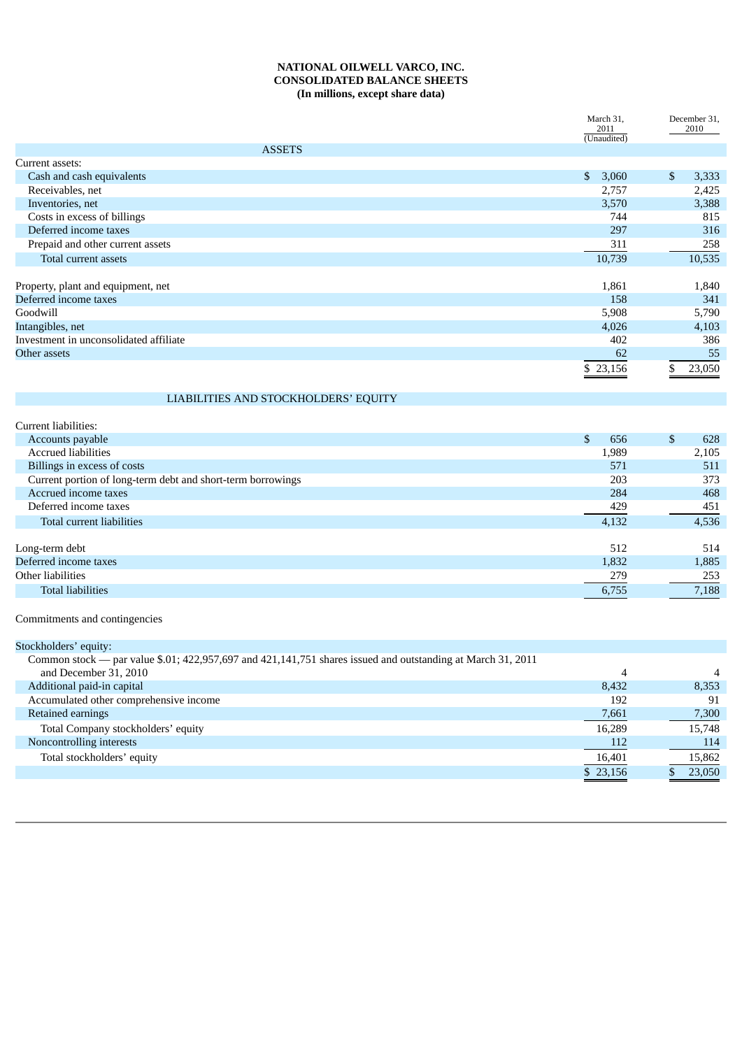**NATIONAL OILWELL VARCO, INC.**
**CONSOLIDATED BALANCE SHEETS**
**(In millions, except share data)**

| | March 31, 2011 (Unaudited) | December 31, 2010 |
|---|---|---|
| ASSETS | | |
| Current assets: | | |
| Cash and cash equivalents | $ 3,060 | $ 3,333 |
| Receivables, net | 2,757 | 2,425 |
| Inventories, net | 3,570 | 3,388 |
| Costs in excess of billings | 744 | 815 |
| Deferred income taxes | 297 | 316 |
| Prepaid and other current assets | 311 | 258 |
| Total current assets | 10,739 | 10,535 |
| | | |
| Property, plant and equipment, net | 1,861 | 1,840 |
| Deferred income taxes | 158 | 341 |
| Goodwill | 5,908 | 5,790 |
| Intangibles, net | 4,026 | 4,103 |
| Investment in unconsolidated affiliate | 402 | 386 |
| Other assets | 62 | 55 |
| | $ 23,156 | $ 23,050 |
| LIABILITIES AND STOCKHOLDERS' EQUITY | | |
| Current liabilities: | | |
| Accounts payable | $ 656 | $ 628 |
| Accrued liabilities | 1,989 | 2,105 |
| Billings in excess of costs | 571 | 511 |
| Current portion of long-term debt and short-term borrowings | 203 | 373 |
| Accrued income taxes | 284 | 468 |
| Deferred income taxes | 429 | 451 |
| Total current liabilities | 4,132 | 4,536 |
| | | |
| Long-term debt | 512 | 514 |
| Deferred income taxes | 1,832 | 1,885 |
| Other liabilities | 279 | 253 |
| Total liabilities | 6,755 | 7,188 |
| | | |
| Commitments and contingencies | | |
| | | |
| Stockholders' equity: | | |
| Common stock — par value $.01; 422,957,697 and 421,141,751 shares issued and outstanding at March 31, 2011 and December 31, 2010 | 4 | 4 |
| Additional paid-in capital | 8,432 | 8,353 |
| Accumulated other comprehensive income | 192 | 91 |
| Retained earnings | 7,661 | 7,300 |
| Total Company stockholders' equity | 16,289 | 15,748 |
| Noncontrolling interests | 112 | 114 |
| Total stockholders' equity | 16,401 | 15,862 |
| | $ 23,156 | $ 23,050 |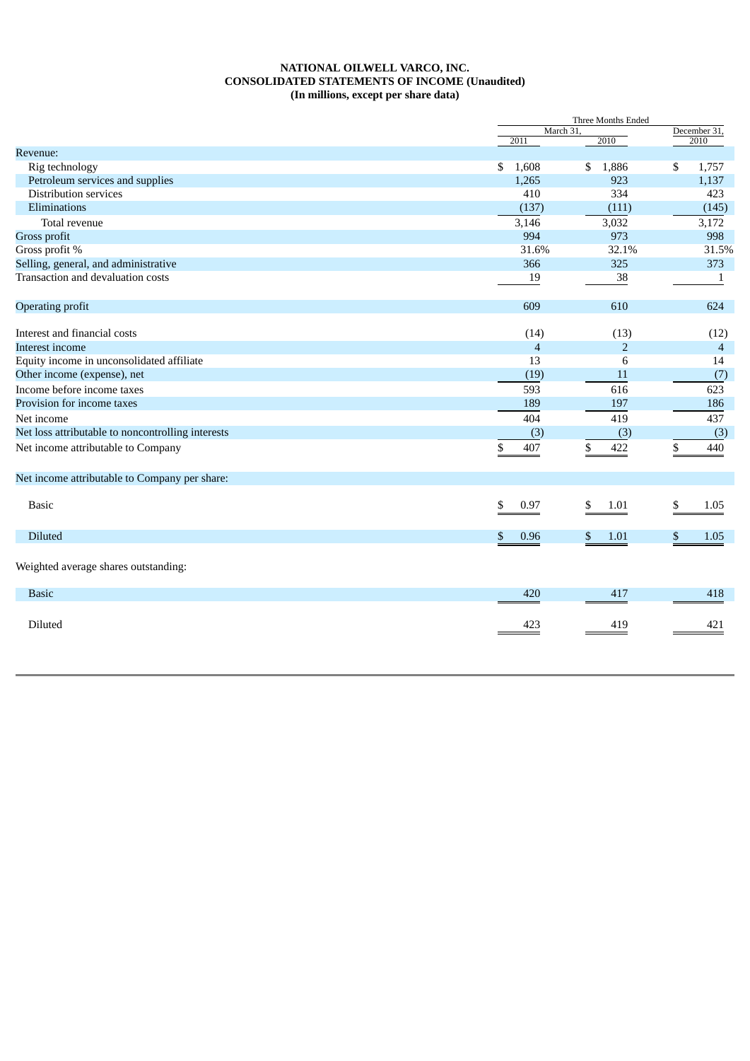**NATIONAL OILWELL VARCO, INC.**
**CONSOLIDATED STATEMENTS OF INCOME (Unaudited)**
**(In millions, except per share data)**

| | Three Months Ended | | |
|---|---|---|---|
| | March 31, | | December 31, |
| | 2011 | 2010 | 2010 |
| Revenue: | | | |
| Rig technology | $ 1,608 | $ 1,886 | $ 1,757 |
| Petroleum services and supplies | 1,265 | 923 | 1,137 |
| Distribution services | 410 | 334 | 423 |
| Eliminations | (137) | (111) | (145) |
| Total revenue | 3,146 | 3,032 | 3,172 |
| Gross profit | 994 | 973 | 998 |
| Gross profit % | 31.6% | 32.1% | 31.5% |
| Selling, general, and administrative | 366 | 325 | 373 |
| Transaction and devaluation costs | 19 | 38 | 1 |
| Operating profit | 609 | 610 | 624 |
| Interest and financial costs | (14) | (13) | (12) |
| Interest income | 4 | 2 | 4 |
| Equity income in unconsolidated affiliate | 13 | 6 | 14 |
| Other income (expense), net | (19) | 11 | (7) |
| Income before income taxes | 593 | 616 | 623 |
| Provision for income taxes | 189 | 197 | 186 |
| Net income | 404 | 419 | 437 |
| Net loss attributable to noncontrolling interests | (3) | (3) | (3) |
| Net income attributable to Company | $ 407 | $ 422 | $ 440 |
| Net income attributable to Company per share: | | | |
| Basic | $ 0.97 | $ 1.01 | $ 1.05 |
| Diluted | $ 0.96 | $ 1.01 | $ 1.05 |
| Weighted average shares outstanding: | | | |
| Basic | 420 | 417 | 418 |
| Diluted | 423 | 419 | 421 |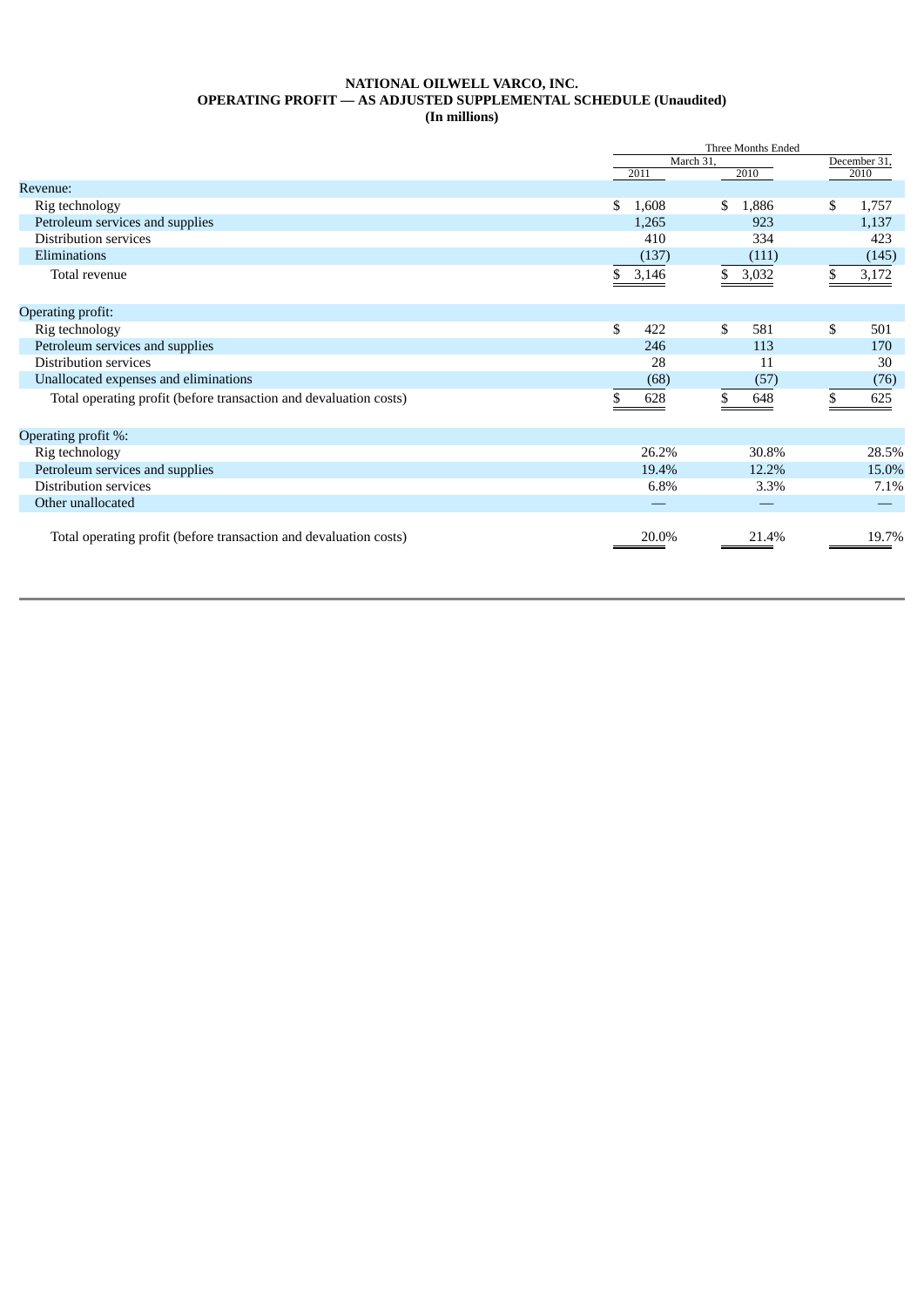**NATIONAL OILWELL VARCO, INC.**
**OPERATING PROFIT — AS ADJUSTED SUPPLEMENTAL SCHEDULE (Unaudited)**
**(In millions)**

| | Three Months Ended | | |
|---|---|---|---|
| | March 31, | | December 31, |
| | 2011 | 2010 | 2010 |
| Revenue: | | | |
| Rig technology | $ 1,608 | $ 1,886 | $ 1,757 |
| Petroleum services and supplies | 1,265 | 923 | 1,137 |
| Distribution services | 410 | 334 | 423 |
| Eliminations | (137) | (111) | (145) |
| Total revenue | $ 3,146 | $ 3,032 | $ 3,172 |
| Operating profit: | | | |
| Rig technology | $ 422 | $ 581 | $ 501 |
| Petroleum services and supplies | 246 | 113 | 170 |
| Distribution services | 28 | 11 | 30 |
| Unallocated expenses and eliminations | (68) | (57) | (76) |
| Total operating profit (before transaction and devaluation costs) | $ 628 | $ 648 | $ 625 |
| Operating profit %: | | | |
| Rig technology | 26.2% | 30.8% | 28.5% |
| Petroleum services and supplies | 19.4% | 12.2% | 15.0% |
| Distribution services | 6.8% | 3.3% | 7.1% |
| Other unallocated | — | — | — |
| Total operating profit (before transaction and devaluation costs) | 20.0% | 21.4% | 19.7% |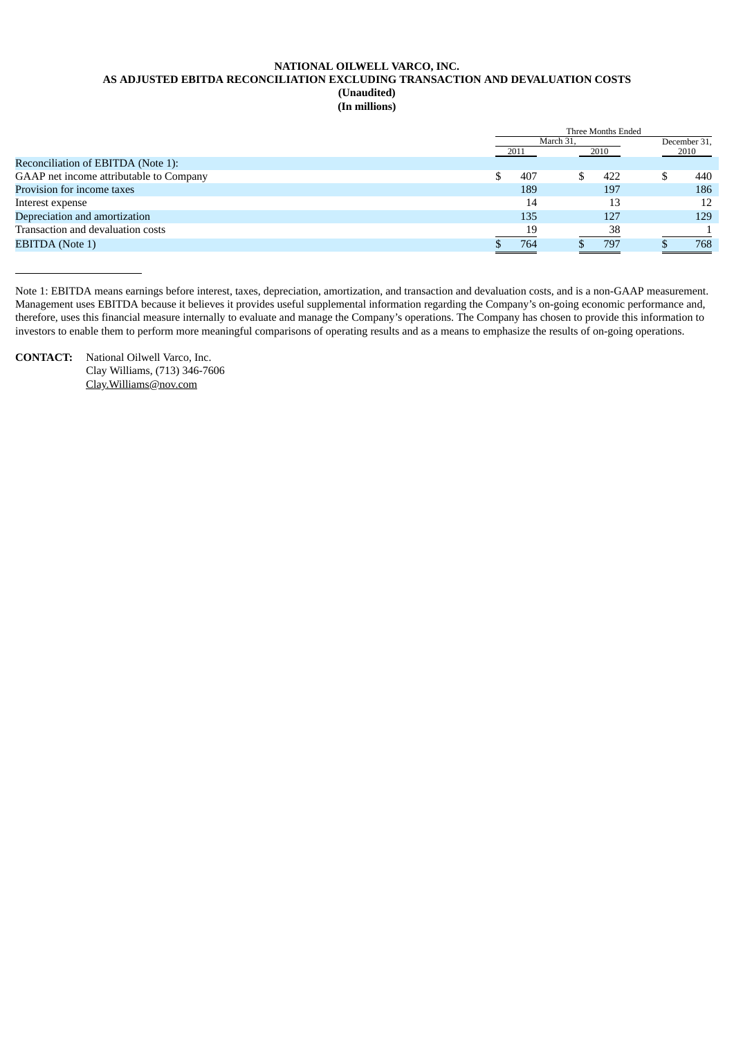**NATIONAL OILWELL VARCO, INC.**
**AS ADJUSTED EBITDA RECONCILIATION EXCLUDING TRANSACTION AND DEVALUATION COSTS**
**(Unaudited)**
**(In millions)**

| | Three Months Ended | | |
|---|---|---|---|
| | March 31, | | December 31, |
| | 2011 | 2010 | 2010 |
| Reconciliation of EBITDA (Note 1): | | | |
| GAAP net income attributable to Company | $ 407 | $ 422 | $ 440 |
| Provision for income taxes | 189 | 197 | 186 |
| Interest expense | 14 | 13 | 12 |
| Depreciation and amortization | 135 | 127 | 129 |
| Transaction and devaluation costs | 19 | 38 | 1 |
| EBITDA (Note 1) | $ 764 | $ 797 | $ 768 |

Note 1: EBITDA means earnings before interest, taxes, depreciation, amortization, and transaction and devaluation costs, and is a non-GAAP measurement. Management uses EBITDA because it believes it provides useful supplemental information regarding the Company's on-going economic performance and, therefore, uses this financial measure internally to evaluate and manage the Company's operations. The Company has chosen to provide this information to investors to enable them to perform more meaningful comparisons of operating results and as a means to emphasize the results of on-going operations.

**CONTACT:** National Oilwell Varco, Inc.
Clay Williams, (713) 346-7606
Clay.Williams@nov.com